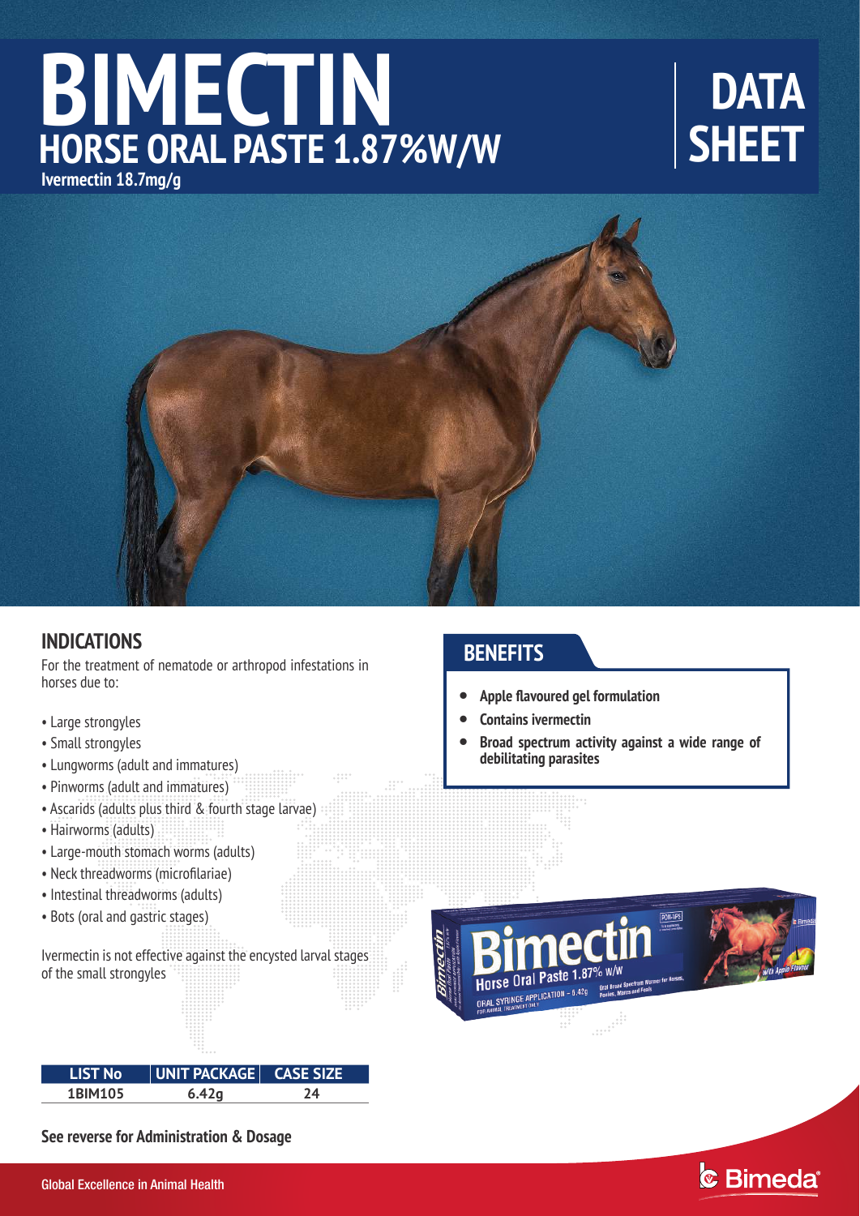# BIMECTIN

## HORSE ORAL PASTE 1.87%W/W

**Ivermectin 18.7mg/g**

**DATA SHEET**

## INDICATIONS

For the treatment of nematode or arthropod infestations in horses due to:

- Large strongyles
- Small strongyles
- Lungworms (adult and immatures)
- Pinworms (adult and immatures)
- Ascarids (adults plus third & fourth stage larvae)
- Hairworms (adults)
- Large-mouth stomach worms (adults)
- Neck threadworms (microfilariae)
- Intestinal threadworms (adults)
- Bots (oral and gastric stages)

Ivermectin is not effective against the encysted larval stages of the small strongyles

## BENEFITS

- **Apple flavoured gel formulation**
- **Contains ivermectin**
- **Broad spectrum activity against a wide range of debilitating parasites**

| LIST No | UNIT PACKAGE | CASE SIZE |
|---|---|---|
| 1BIM105 | 6.42g | 24 |

**See reverse for Administration & Dosage**

Global Excellence in Animal Health

Bimeda®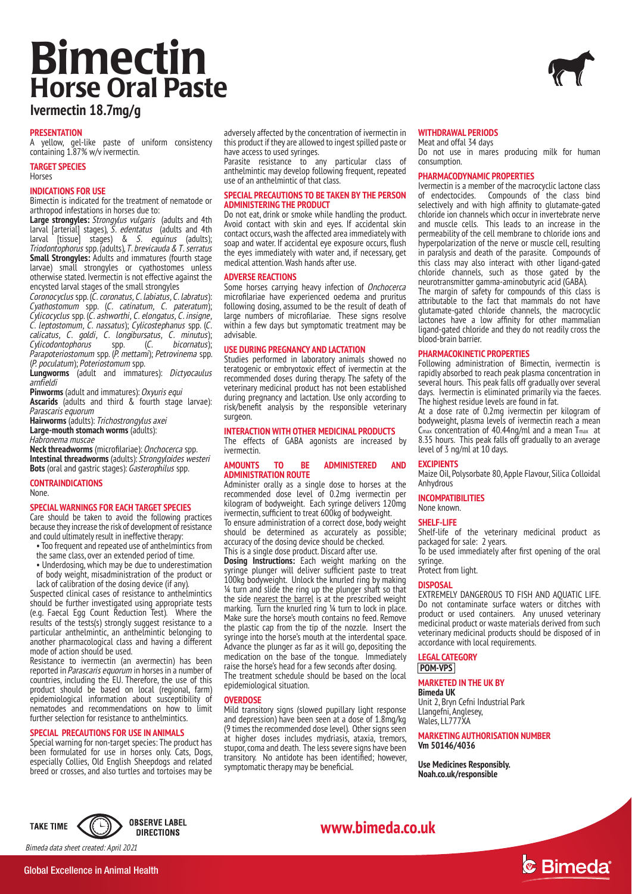# Bimectin

## Horse Oral Paste

## Ivermectin 18.7mg/g

### PRESENTATION

A yellow, gel-like paste of uniform consistency containing 1.87% w/v ivermectin.

### TARGET SPECIES

Horses

### INDICATIONS FOR USE

Bimectin is indicated for the treatment of nematode or arthropod infestations in horses due to:

**Large strongyles:** *Strongylus vulgaris* (adults and 4th larval [arterial] stages), *S. edentatus* (adults and 4th larval [tissue] stages) & *S. equinus* (adults); *Triodontophorus* spp. (adults), *T. brevicauda & T. serratus*

**Small Strongyles:** Adults and immatures (fourth stage larvae) small strongyles or cyathostomes unless otherwise stated. Ivermectin is not effective against the encysted larval stages of the small strongyles

*Coronocyclus* spp. (*C. coronatus*, *C. labiatus*, *C. labratus*); *Cyathostomum* spp. (*C. catinatum*, *C. pateratum*); *Cylicocyclus* spp. (*C. ashworthi*, *C. elongatus*, *C. insigne*, *C. leptostomum*, *C. nassatus*); *Cylicostephanus* spp. (*C. calicatus*, *C. goldi*, *C. longibursatus*, *C. minutus*); *Cylicodontophorus* spp. (*C. bicornatus*); *Parapoteriostomum* spp. (*P. mettami*); *Petrovinema* spp. (*P. poculatum*); *Poteriostomum* spp.

**Lungworms** (adult and immatures): *Dictyocaulus arnfieldi*

**Pinworms** (adult and immatures): *Oxyuris equi*

**Ascarids** (adults and third & fourth stage larvae): *Parascaris equorum*

**Hairworms** (adults): *Trichostrongylus axei*

**Large-mouth stomach worms** (adults): *Habronema muscae*

**Neck threadworms** (microfilariae): *Onchocerca* spp.

**Intestinal threadworms** (adults): *Strongyloides westeri*

**Bots** (oral and gastric stages): *Gasterophilus* spp.

### CONTRAINDICATIONS

None.

### SPECIAL WARNINGS FOR EACH TARGET SPECIES

Care should be taken to avoid the following practices because they increase the risk of development of resistance and could ultimately result in ineffective therapy:

- Too frequent and repeated use of anthelmintics from the same class, over an extended period of time.
- Underdosing, which may be due to underestimation of body weight, misadministration of the product or lack of calibration of the dosing device (if any).

Suspected clinical cases of resistance to anthelmintics should be further investigated using appropriate tests (e.g. Faecal Egg Count Reduction Test). Where the results of the test(s) strongly suggest resistance to a particular anthelmintic, an anthelmintic belonging to another pharmacological class and having a different mode of action should be used.

Resistance to ivermectin (an avermectin) has been reported in *Parascaris equorum* in horses in a number of countries, including the EU. Therefore, the use of this product should be based on local (regional, farm) epidemiological information about susceptibility of nematodes and recommendations on how to limit further selection for resistance to anthelmintics.

### SPECIAL PRECAUTIONS FOR USE IN ANIMALS

Special warning for non-target species: The product has been formulated for use in horses only. Cats, Dogs, especially Collies, Old English Sheepdogs and related breed or crosses, and also turtles and tortoises may be adversely affected by the concentration of ivermectin in this product if they are allowed to ingest spilled paste or have access to used syringes.

Parasite resistance to any particular class of anthelmintic may develop following frequent, repeated use of an anthelmintic of that class.

### SPECIAL PRECAUTIONS TO BE TAKEN BY THE PERSON ADMINISTERING THE PRODUCT

Do not eat, drink or smoke while handling the product. Avoid contact with skin and eyes. If accidental skin contact occurs, wash the affected area immediately with soap and water. If accidental eye exposure occurs, flush the eyes immediately with water and, if necessary, get medical attention. Wash hands after use.

### ADVERSE REACTIONS

Some horses carrying heavy infection of *Onchocerca* microfilariae have experienced oedema and pruritus following dosing, assumed to be the result of death of large numbers of microfilariae. These signs resolve within a few days but symptomatic treatment may be advisable.

### USE DURING PREGNANCY AND LACTATION

Studies performed in laboratory animals showed no teratogenic or embryotoxic effect of ivermectin at the recommended doses during therapy. The safety of the veterinary medicinal product has not been established during pregnancy and lactation. Use only according to risk/benefit analysis by the responsible veterinary surgeon.

### INTERACTION WITH OTHER MEDICINAL PRODUCTS

The effects of GABA agonists are increased by ivermectin.

### AMOUNTS TO BE ADMINISTERED AND ADMINISTRATION ROUTE

Administer orally as a single dose to horses at the recommended dose level of 0.2mg ivermectin per kilogram of bodyweight. Each syringe delivers 120mg ivermectin, sufficient to treat 600kg of bodyweight.

To ensure administration of a correct dose, body weight should be determined as accurately as possible; accuracy of the dosing device should be checked.

This is a single dose product. Discard after use.

**Dosing Instructions:** Each weight marking on the syringe plunger will deliver sufficient paste to treat 100kg bodyweight. Unlock the knurled ring by making ¼ turn and slide the ring up the plunger shaft so that the side nearest the barrel is at the prescribed weight marking. Turn the knurled ring ¼ turn to lock in place. Make sure the horse's mouth contains no feed. Remove the plastic cap from the tip of the nozzle. Insert the syringe into the horse's mouth at the interdental space. Advance the plunger as far as it will go, depositing the medication on the base of the tongue. Immediately raise the horse's head for a few seconds after dosing.

The treatment schedule should be based on the local epidemiological situation.

### OVERDOSE

Mild transitory signs (slowed pupillary light response and depression) have been seen at a dose of 1.8mg/kg (9 times the recommended dose level). Other signs seen at higher doses includes mydriasis, ataxia, tremors, stupor, coma and death. The less severe signs have been transitory. No antidote has been identified; however, symptomatic therapy may be beneficial.

### WITHDRAWAL PERIODS

Meat and offal 34 days

Do not use in mares producing milk for human consumption.

### PHARMACODYNAMIC PROPERTIES

Ivermectin is a member of the macrocyclic lactone class of endectocides. Compounds of the class bind selectively and with high affinity to glutamate-gated chloride ion channels which occur in invertebrate nerve and muscle cells. This leads to an increase in the permeability of the cell membrane to chloride ions and hyperpolarization of the nerve or muscle cell, resulting in paralysis and death of the parasite. Compounds of this class may also interact with other ligand-gated chloride channels, such as those gated by the neurotransmitter gamma-aminobutyric acid (GABA).

The margin of safety for compounds of this class is attributable to the fact that mammals do not have glutamate-gated chloride channels, the macrocyclic lactones have a low affinity for other mammalian ligand-gated chloride and they do not readily cross the blood-brain barrier.

### PHARMACOKINETIC PROPERTIES

Following administration of Bimectin, ivermectin is rapidly absorbed to reach peak plasma concentration in several hours. This peak falls off gradually over several days. Ivermectin is eliminated primarily via the faeces. The highest residue levels are found in fat.

At a dose rate of 0.2mg ivermectin per kilogram of bodyweight, plasma levels of ivermectin reach a mean $C_{max}$ concentration of 40.44ng/ml and a mean $T_{max}$ at 8.35 hours. This peak falls off gradually to an average level of 3 ng/ml at 10 days.

### EXCIPIENTS

Maize Oil, Polysorbate 80, Apple Flavour, Silica Colloidal Anhydrous

### INCOMPATIBILITIES

None known.

### SHELF-LIFE

Shelf-life of the veterinary medicinal product as packaged for sale: 2 years.

To be used immediately after first opening of the oral syringe.

Protect from light.

### DISPOSAL

EXTREMELY DANGEROUS TO FISH AND AQUATIC LIFE. Do not contaminate surface waters or ditches with product or used containers. Any unused veterinary medicinal product or waste materials derived from such veterinary medicinal products should be disposed of in accordance with local requirements.

### LEGAL CATEGORY

POM-VPS

### MARKETED IN THE UK BY

**Bimeda UK**
Unit 2, Bryn Cefni Industrial Park
Llangefni, Anglesey,
Wales, LL777XA

### MARKETING AUTHORISATION NUMBER

**Vm 50146/4036**

**Use Medicines Responsibly.**
**Noah.co.uk/responsible**

TAKE TIME OBSERVE LABEL DIRECTIONS

**www.bimeda.co.uk**

*Bimeda data sheet created: April 2021*

Global Excellence in Animal Health

Bimeda